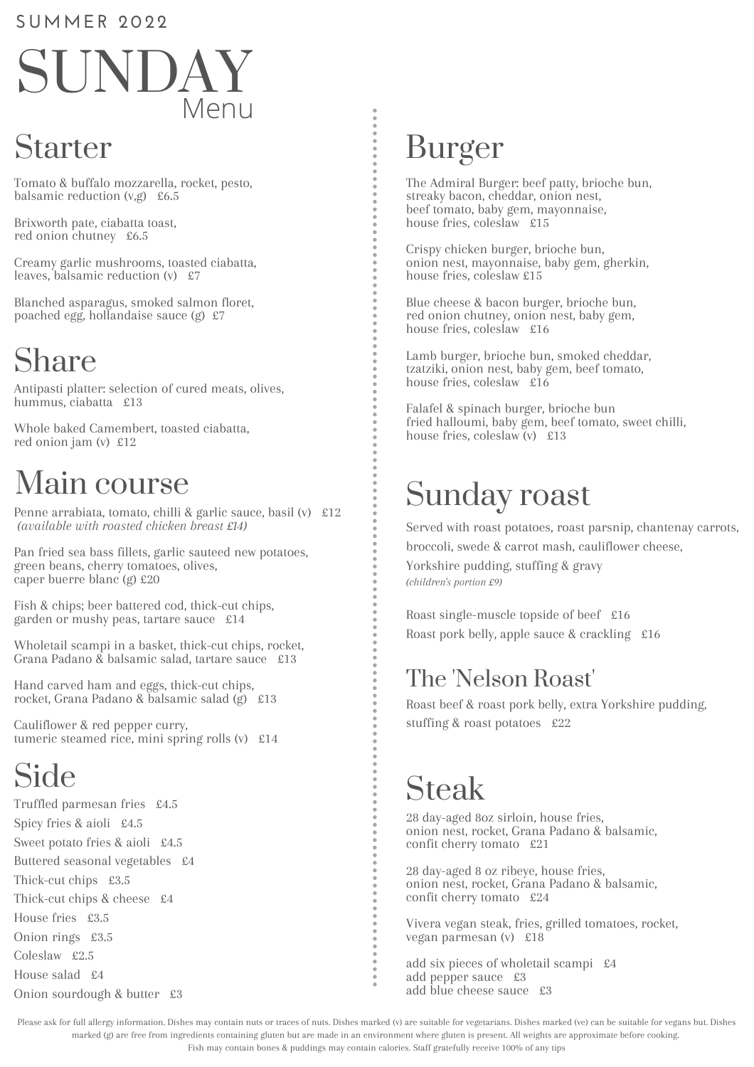SUMMER 2022

# SUNDAY Menu

## Starter

Tomato & buffalo mozzarella, rocket, pesto, balsamic reduction (v,g) £6.5

Brixworth pate, ciabatta toast, red onion chutney £6.5

Creamy garlic mushrooms, toasted ciabatta, leaves, balsamic reduction (v) £7

Blanched asparagus, smoked salmon floret, poached egg, hollandaise sauce (g) £7

## Share

Antipasti platter: selection of cured meats, olives, hummus, ciabatta £13

Whole baked Camembert, toasted ciabatta, red onion jam (v) £12

## Main course

Penne arrabiata, tomato, chilli & garlic sauce, basil (v) £12
*(available with roasted chicken breast £14)*

Pan fried sea bass fillets, garlic sauteed new potatoes, green beans, cherry tomatoes, olives, caper buerre blanc (g) £20

Fish & chips; beer battered cod, thick-cut chips, garden or mushy peas, tartare sauce £14

Wholetail scampi in a basket, thick-cut chips, rocket, Grana Padano & balsamic salad, tartare sauce £13

Hand carved ham and eggs, thick-cut chips, rocket, Grana Padano & balsamic salad (g) £13

Cauliflower & red pepper curry, tumeric steamed rice, mini spring rolls (v) £14

## Side

Truffled parmesan fries £4.5

Spicy fries & aioli £4.5

Sweet potato fries & aioli £4.5

Buttered seasonal vegetables £4

Thick-cut chips £3.5

Thick-cut chips & cheese £4

House fries £3.5

Onion rings £3.5

Coleslaw £2.5

House salad £4

Onion sourdough & butter £3

## Burger

The Admiral Burger: beef patty, brioche bun, streaky bacon, cheddar, onion nest, beef tomato, baby gem, mayonnaise, house fries, coleslaw £15

Crispy chicken burger, brioche bun, onion nest, mayonnaise, baby gem, gherkin, house fries, coleslaw £15

Blue cheese & bacon burger, brioche bun, red onion chutney, onion nest, baby gem, house fries, coleslaw £16

Lamb burger, brioche bun, smoked cheddar, tzatziki, onion nest, baby gem, beef tomato, house fries, coleslaw £16

Falafel & spinach burger, brioche bun fried halloumi, baby gem, beef tomato, sweet chilli, house fries, coleslaw (v) £13

## Sunday roast

Served with roast potatoes, roast parsnip, chantenay carrots, broccoli, swede & carrot mash, cauliflower cheese, Yorkshire pudding, stuffing & gravy
*(children's portion £9)*

Roast single-muscle topside of beef £16

Roast pork belly, apple sauce & crackling £16

## The 'Nelson Roast'

Roast beef & roast pork belly, extra Yorkshire pudding, stuffing & roast potatoes £22

## Steak

28 day-aged 8oz sirloin, house fries, onion nest, rocket, Grana Padano & balsamic, confit cherry tomato £21

28 day-aged 8 oz ribeye, house fries, onion nest, rocket, Grana Padano & balsamic, confit cherry tomato £24

Vivera vegan steak, fries, grilled tomatoes, rocket, vegan parmesan (v) £18

add six pieces of wholetail scampi £4
add pepper sauce £3
add blue cheese sauce £3

Please ask for full allergy information. Dishes may contain nuts or traces of nuts. Dishes marked (v) are suitable for vegetarians. Dishes marked (ve) can be suitable for vegans but. Dishes marked (g) are free from ingredients containing gluten but are made in an environment where gluten is present. All weights are approximate before cooking. Fish may contain bones & puddings may contain calories. Staff gratefully receive 100% of any tips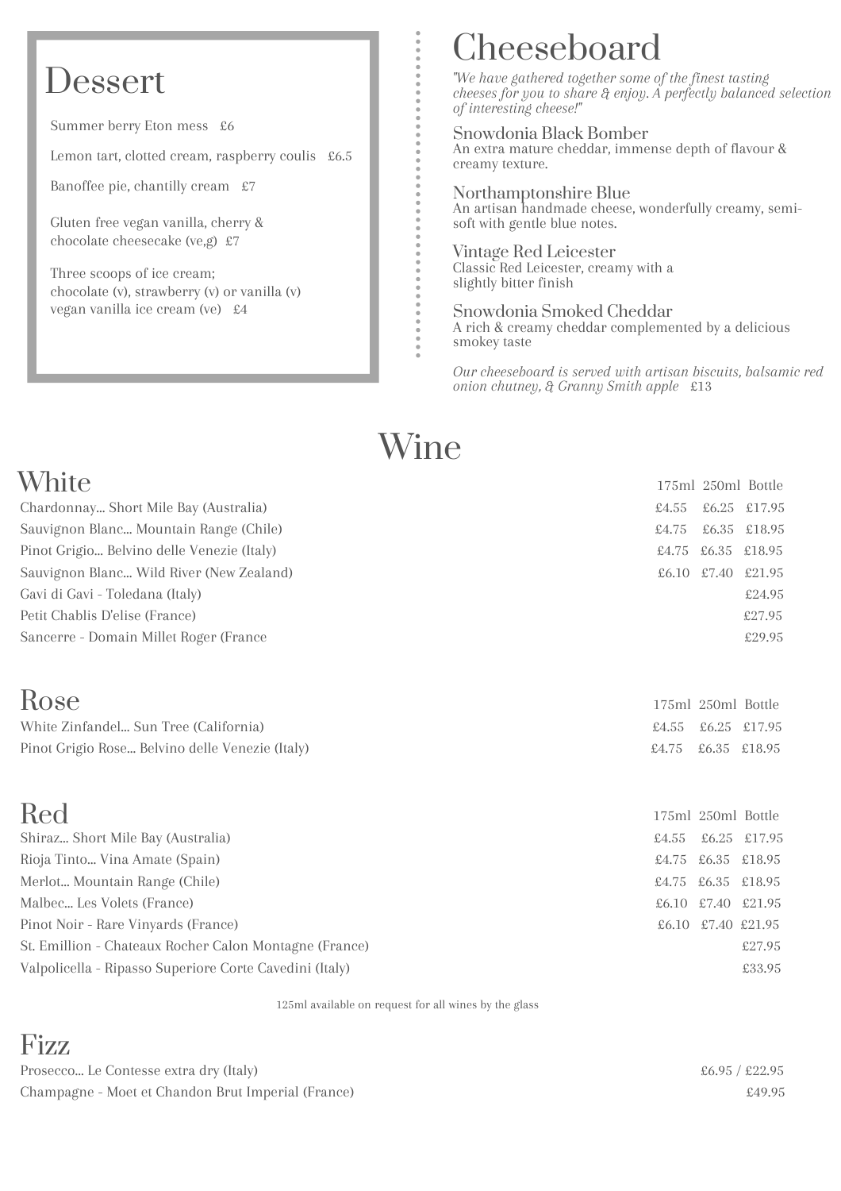# Dessert

Summer berry Eton mess £6

Lemon tart, clotted cream, raspberry coulis £6.5

Banoffee pie, chantilly cream £7

Gluten free vegan vanilla, cherry & chocolate cheesecake (ve,g) £7

Three scoops of ice cream;
chocolate (v), strawberry (v) or vanilla (v)
vegan vanilla ice cream (ve) £4

# Cheeseboard

*"We have gathered together some of the finest tasting cheeses for you to share & enjoy. A perfectly balanced selection of interesting cheese!"*

### Snowdonia Black Bomber
An extra mature cheddar, immense depth of flavour & creamy texture.

### Northamptonshire Blue
An artisan handmade cheese, wonderfully creamy, semi-soft with gentle blue notes.

### Vintage Red Leicester
Classic Red Leicester, creamy with a slightly bitter finish

### Snowdonia Smoked Cheddar
A rich & creamy cheddar complemented by a delicious smokey taste

*Our cheeseboard is served with artisan biscuits, balsamic red onion chutney, & Granny Smith apple* £13

# Wine

## White

| | 175ml | 250ml | Bottle |
|---|---|---|---|
| Chardonnay... Short Mile Bay (Australia) | £4.55 | £6.25 | £17.95 |
| Sauvignon Blanc... Mountain Range (Chile) | £4.75 | £6.35 | £18.95 |
| Pinot Grigio... Belvino delle Venezie (Italy) | £4.75 | £6.35 | £18.95 |
| Sauvignon Blanc... Wild River (New Zealand) | £6.10 | £7.40 | £21.95 |
| Gavi di Gavi - Toledana (Italy) | | | £24.95 |
| Petit Chablis D'elise (France) | | | £27.95 |
| Sancerre - Domain Millet Roger (France | | | £29.95 |

## Rose

| | 175ml | 250ml | Bottle |
|---|---|---|---|
| White Zinfandel... Sun Tree (California) | £4.55 | £6.25 | £17.95 |
| Pinot Grigio Rose... Belvino delle Venezie (Italy) | £4.75 | £6.35 | £18.95 |

## Red

| | 175ml | 250ml | Bottle |
|---|---|---|---|
| Shiraz... Short Mile Bay (Australia) | £4.55 | £6.25 | £17.95 |
| Rioja Tinto... Vina Amate (Spain) | £4.75 | £6.35 | £18.95 |
| Merlot... Mountain Range (Chile) | £4.75 | £6.35 | £18.95 |
| Malbec... Les Volets (France) | £6.10 | £7.40 | £21.95 |
| Pinot Noir - Rare Vinyards (France) | £6.10 | £7.40 | £21.95 |
| St. Emillion - Chateaux Rocher Calon Montagne (France) | | | £27.95 |
| Valpolicella - Ripasso Superiore Corte Cavedini (Italy) | | | £33.95 |

125ml available on request for all wines by the glass

## Fizz

Prosecco... Le Contesse extra dry (Italy) £6.95 / £22.95

Champagne - Moet et Chandon Brut Imperial (France) £49.95